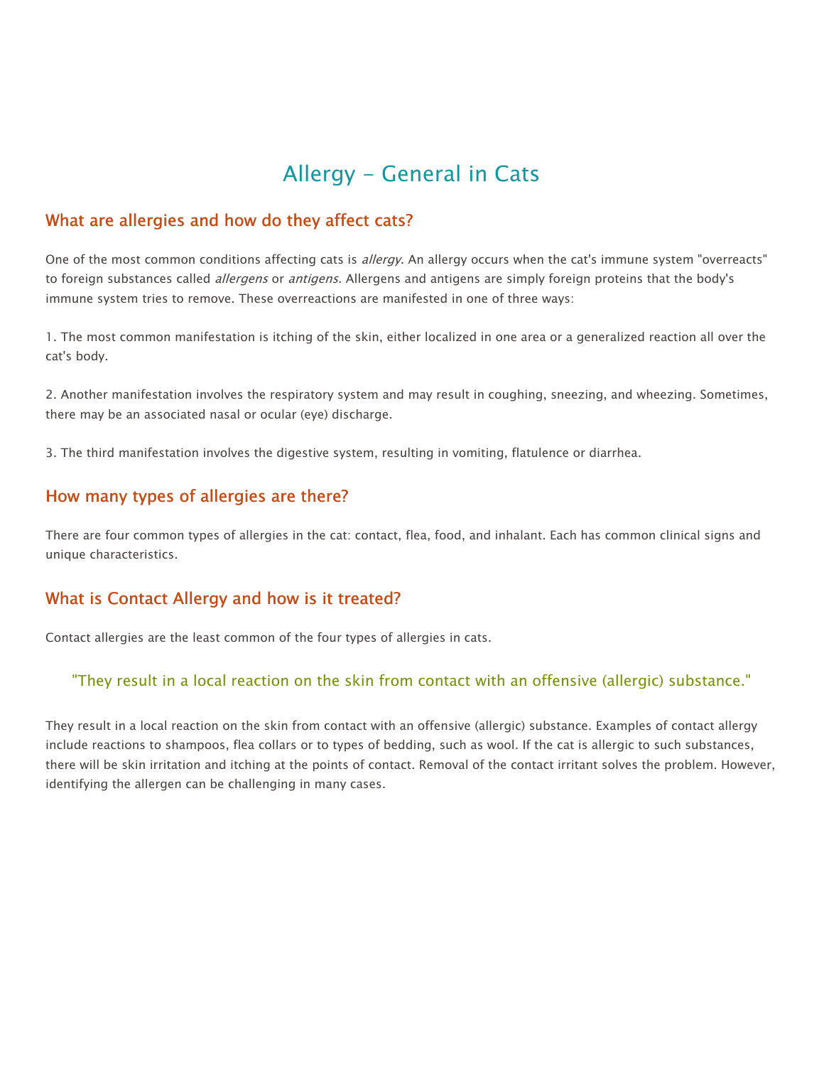# Allergy - General in Cats

## What are allergies and how do they affect cats?

One of the most common conditions affecting cats is *allergy*. An allergy occurs when the cat's immune system "overreacts" to foreign substances called *allergens* or *antigens*. Allergens and antigens are simply foreign proteins that the body's immune system tries to remove. These overreactions are manifested in one of three ways:

1. The most common manifestation is itching of the skin, either localized in one area or a generalized reaction all over the cat's body.

2. Another manifestation involves the respiratory system and may result in coughing, sneezing, and wheezing. Sometimes, there may be an associated nasal or ocular (eye) discharge.

3. The third manifestation involves the digestive system, resulting in vomiting, flatulence or diarrhea.

## How many types of allergies are there?

There are four common types of allergies in the cat: contact, flea, food, and inhalant. Each has common clinical signs and unique characteristics.

## What is Contact Allergy and how is it treated?

Contact allergies are the least common of the four types of allergies in cats.

> "They result in a local reaction on the skin from contact with an offensive (allergic) substance."

They result in a local reaction on the skin from contact with an offensive (allergic) substance. Examples of contact allergy include reactions to shampoos, flea collars or to types of bedding, such as wool. If the cat is allergic to such substances, there will be skin irritation and itching at the points of contact. Removal of the contact irritant solves the problem. However, identifying the allergen can be challenging in many cases.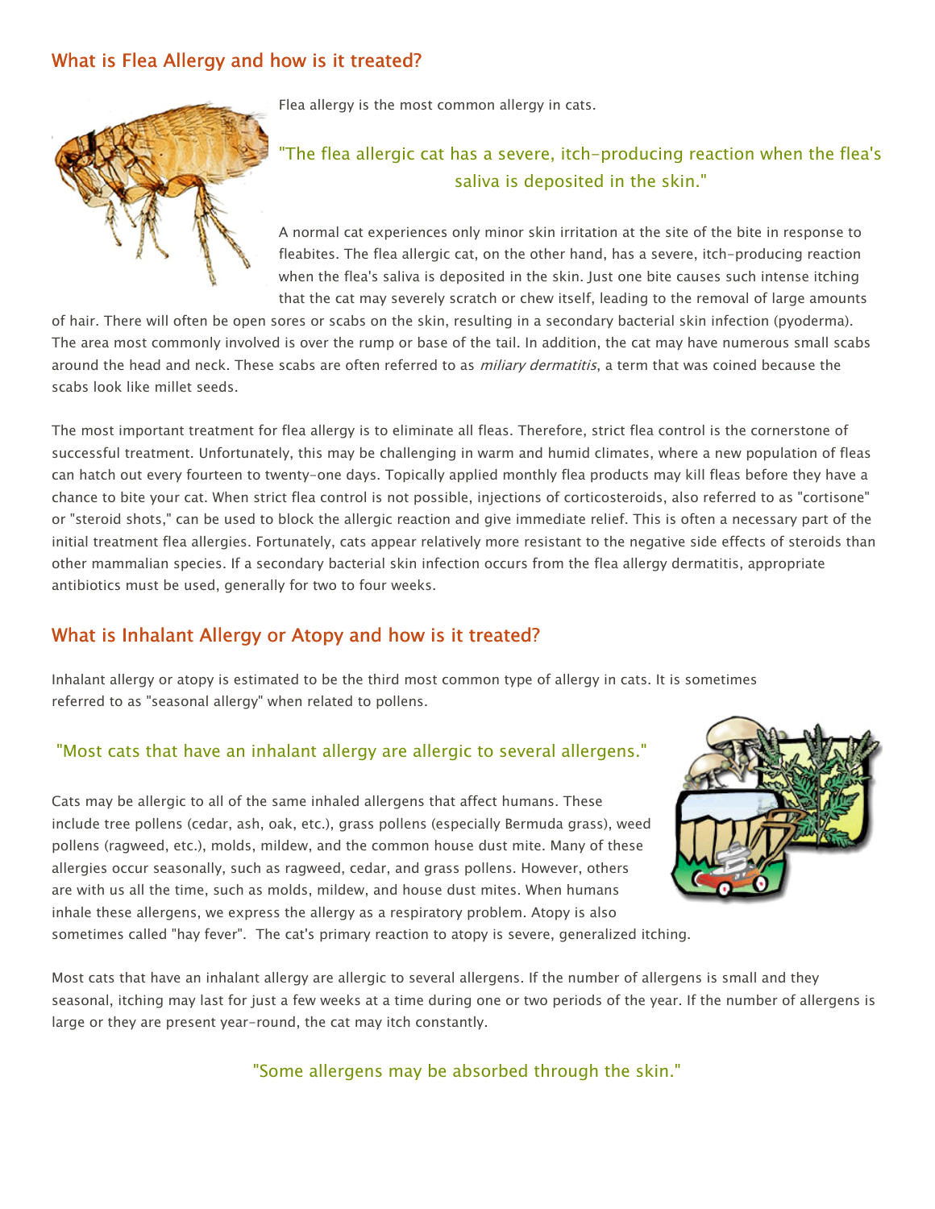## What is Flea Allergy and how is it treated?

Flea allergy is the most common allergy in cats.

"The flea allergic cat has a severe, itch-producing reaction when the flea's saliva is deposited in the skin."

A normal cat experiences only minor skin irritation at the site of the bite in response to fleabites. The flea allergic cat, on the other hand, has a severe, itch-producing reaction when the flea's saliva is deposited in the skin. Just one bite causes such intense itching that the cat may severely scratch or chew itself, leading to the removal of large amounts of hair. There will often be open sores or scabs on the skin, resulting in a secondary bacterial skin infection (pyoderma). The area most commonly involved is over the rump or base of the tail. In addition, the cat may have numerous small scabs around the head and neck. These scabs are often referred to as *miliary dermatitis*, a term that was coined because the scabs look like millet seeds.

The most important treatment for flea allergy is to eliminate all fleas. Therefore, strict flea control is the cornerstone of successful treatment. Unfortunately, this may be challenging in warm and humid climates, where a new population of fleas can hatch out every fourteen to twenty-one days. Topically applied monthly flea products may kill fleas before they have a chance to bite your cat. When strict flea control is not possible, injections of corticosteroids, also referred to as "cortisone" or "steroid shots," can be used to block the allergic reaction and give immediate relief. This is often a necessary part of the initial treatment flea allergies. Fortunately, cats appear relatively more resistant to the negative side effects of steroids than other mammalian species. If a secondary bacterial skin infection occurs from the flea allergy dermatitis, appropriate antibiotics must be used, generally for two to four weeks.

## What is Inhalant Allergy or Atopy and how is it treated?

Inhalant allergy or atopy is estimated to be the third most common type of allergy in cats. It is sometimes referred to as "seasonal allergy" when related to pollens.

"Most cats that have an inhalant allergy are allergic to several allergens."

Cats may be allergic to all of the same inhaled allergens that affect humans. These include tree pollens (cedar, ash, oak, etc.), grass pollens (especially Bermuda grass), weed pollens (ragweed, etc.), molds, mildew, and the common house dust mite. Many of these allergies occur seasonally, such as ragweed, cedar, and grass pollens. However, others are with us all the time, such as molds, mildew, and house dust mites. When humans inhale these allergens, we express the allergy as a respiratory problem. Atopy is also sometimes called "hay fever". The cat's primary reaction to atopy is severe, generalized itching.

Most cats that have an inhalant allergy are allergic to several allergens. If the number of allergens is small and they seasonal, itching may last for just a few weeks at a time during one or two periods of the year. If the number of allergens is large or they are present year-round, the cat may itch constantly.

"Some allergens may be absorbed through the skin."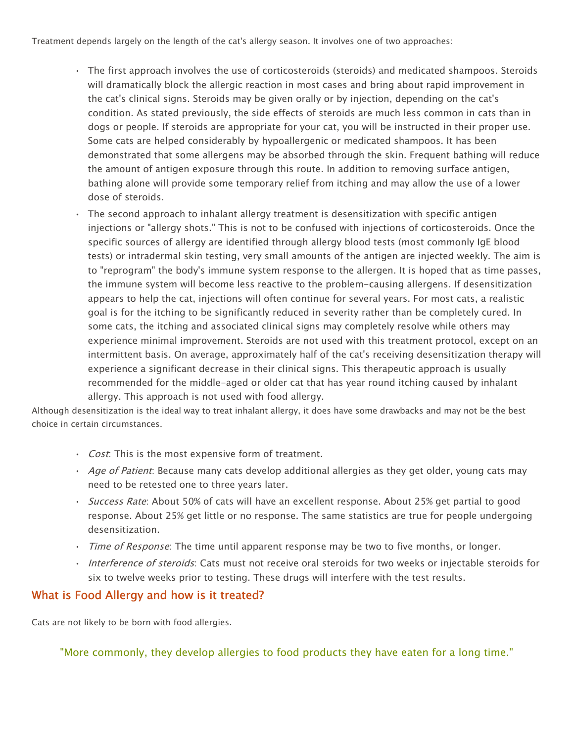Treatment depends largely on the length of the cat's allergy season. It involves one of two approaches:

- The first approach involves the use of corticosteroids (steroids) and medicated shampoos. Steroids will dramatically block the allergic reaction in most cases and bring about rapid improvement in the cat's clinical signs. Steroids may be given orally or by injection, depending on the cat's condition. As stated previously, the side effects of steroids are much less common in cats than in dogs or people. If steroids are appropriate for your cat, you will be instructed in their proper use. Some cats are helped considerably by hypoallergenic or medicated shampoos. It has been demonstrated that some allergens may be absorbed through the skin. Frequent bathing will reduce the amount of antigen exposure through this route. In addition to removing surface antigen, bathing alone will provide some temporary relief from itching and may allow the use of a lower dose of steroids.
- The second approach to inhalant allergy treatment is desensitization with specific antigen injections or "allergy shots." This is not to be confused with injections of corticosteroids. Once the specific sources of allergy are identified through allergy blood tests (most commonly IgE blood tests) or intradermal skin testing, very small amounts of the antigen are injected weekly. The aim is to "reprogram" the body's immune system response to the allergen. It is hoped that as time passes, the immune system will become less reactive to the problem-causing allergens. If desensitization appears to help the cat, injections will often continue for several years. For most cats, a realistic goal is for the itching to be significantly reduced in severity rather than be completely cured. In some cats, the itching and associated clinical signs may completely resolve while others may experience minimal improvement. Steroids are not used with this treatment protocol, except on an intermittent basis. On average, approximately half of the cat's receiving desensitization therapy will experience a significant decrease in their clinical signs. This therapeutic approach is usually recommended for the middle-aged or older cat that has year round itching caused by inhalant allergy. This approach is not used with food allergy.

Although desensitization is the ideal way to treat inhalant allergy, it does have some drawbacks and may not be the best choice in certain circumstances.

- *Cost*: This is the most expensive form of treatment.
- *Age of Patient*: Because many cats develop additional allergies as they get older, young cats may need to be retested one to three years later.
- *Success Rate*: About 50% of cats will have an excellent response. About 25% get partial to good response. About 25% get little or no response. The same statistics are true for people undergoing desensitization.
- *Time of Response*: The time until apparent response may be two to five months, or longer.
- *Interference of steroids*: Cats must not receive oral steroids for two weeks or injectable steroids for six to twelve weeks prior to testing. These drugs will interfere with the test results.

## What is Food Allergy and how is it treated?

Cats are not likely to be born with food allergies.

"More commonly, they develop allergies to food products they have eaten for a long time."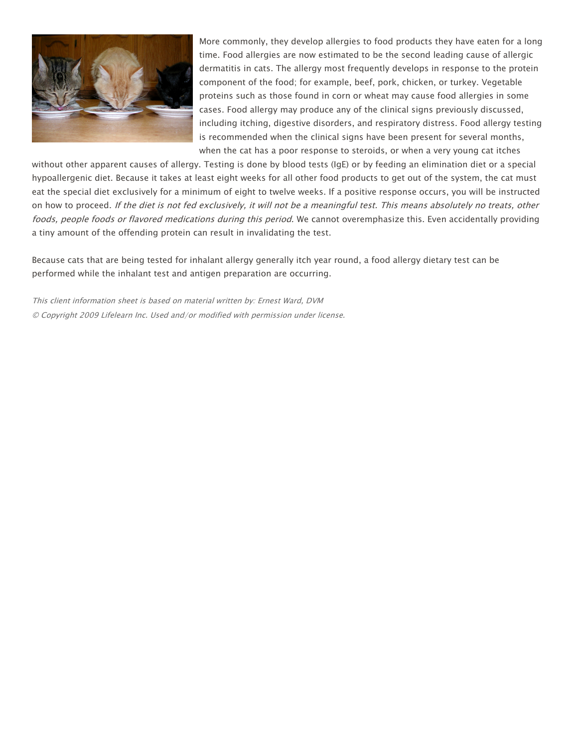More commonly, they develop allergies to food products they have eaten for a long time. Food allergies are now estimated to be the second leading cause of allergic dermatitis in cats. The allergy most frequently develops in response to the protein component of the food; for example, beef, pork, chicken, or turkey. Vegetable proteins such as those found in corn or wheat may cause food allergies in some cases. Food allergy may produce any of the clinical signs previously discussed, including itching, digestive disorders, and respiratory distress. Food allergy testing is recommended when the clinical signs have been present for several months, when the cat has a poor response to steroids, or when a very young cat itches without other apparent causes of allergy. Testing is done by blood tests (IgE) or by feeding an elimination diet or a special hypoallergenic diet. Because it takes at least eight weeks for all other food products to get out of the system, the cat must eat the special diet exclusively for a minimum of eight to twelve weeks. If a positive response occurs, you will be instructed on how to proceed. *If the diet is not fed exclusively, it will not be a meaningful test. This means absolutely no treats, other foods, people foods or flavored medications during this period.* We cannot overemphasize this. Even accidentally providing a tiny amount of the offending protein can result in invalidating the test.

Because cats that are being tested for inhalant allergy generally itch year round, a food allergy dietary test can be performed while the inhalant test and antigen preparation are occurring.

*This client information sheet is based on material written by: Ernest Ward, DVM*

*© Copyright 2009 Lifelearn Inc. Used and/or modified with permission under license.*